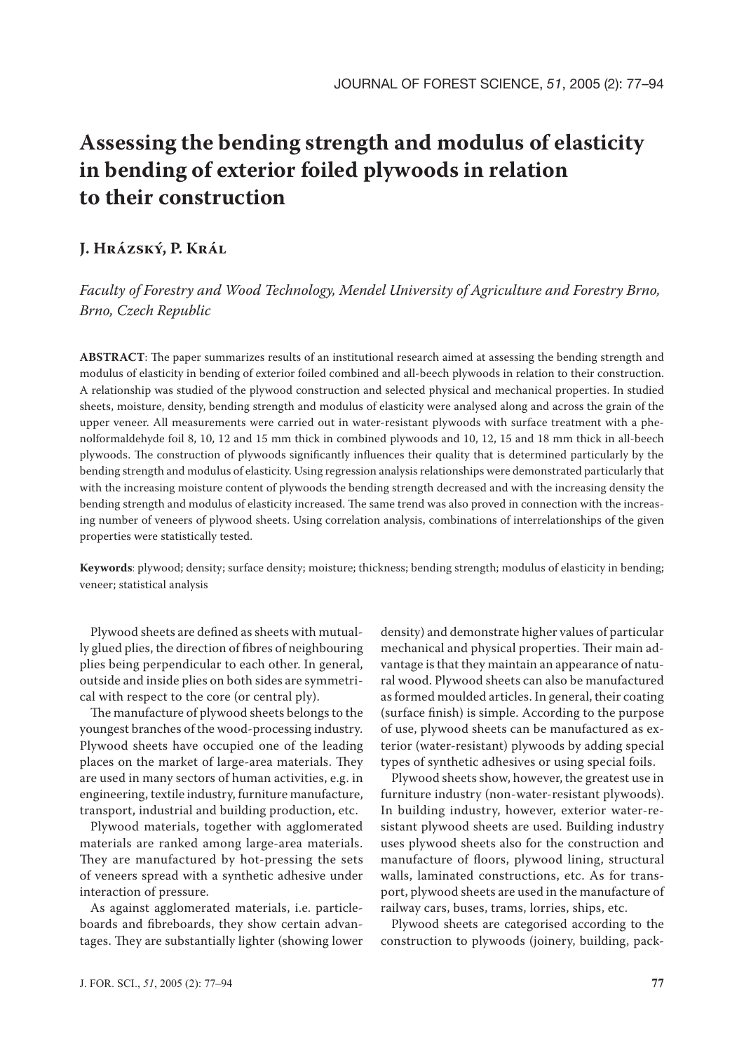# Assessing the bending strength and modulus of elasticity in bending of exterior foiled plywoods in relation to their construction

**J. Hrázský, P. Král**

*Faculty of Forestry and Wood Technology, Mendel University of Agriculture and Forestry Brno, Brno, Czech Republic*

**ABSTRACT**: The paper summarizes results of an institutional research aimed at assessing the bending strength and modulus of elasticity in bending of exterior foiled combined and all-beech plywoods in relation to their construction. A relationship was studied of the plywood construction and selected physical and mechanical properties. In studied sheets, moisture, density, bending strength and modulus of elasticity were analysed along and across the grain of the upper veneer. All measurements were carried out in water-resistant plywoods with surface treatment with a phenolformaldehyde foil 8, 10, 12 and 15 mm thick in combined plywoods and 10, 12, 15 and 18 mm thick in all-beech plywoods. The construction of plywoods significantly influences their quality that is determined particularly by the bending strength and modulus of elasticity. Using regression analysis relationships were demonstrated particularly that with the increasing moisture content of plywoods the bending strength decreased and with the increasing density the bending strength and modulus of elasticity increased. The same trend was also proved in connection with the increasing number of veneers of plywood sheets. Using correlation analysis, combinations of interrelationships of the given properties were statistically tested.

**Keywords**: plywood; density; surface density; moisture; thickness; bending strength; modulus of elasticity in bending; veneer; statistical analysis

Plywood sheets are defined as sheets with mutually glued plies, the direction of fibres of neighbouring plies being perpendicular to each other. In general, outside and inside plies on both sides are symmetrical with respect to the core (or central ply).

The manufacture of plywood sheets belongs to the youngest branches of the wood-processing industry. Plywood sheets have occupied one of the leading places on the market of large-area materials. They are used in many sectors of human activities, e.g. in engineering, textile industry, furniture manufacture, transport, industrial and building production, etc.

Plywood materials, together with agglomerated materials are ranked among large-area materials. They are manufactured by hot-pressing the sets of veneers spread with a synthetic adhesive under interaction of pressure.

As against agglomerated materials, i.e. particleboards and fibreboards, they show certain advantages. They are substantially lighter (showing lower density) and demonstrate higher values of particular mechanical and physical properties. Their main advantage is that they maintain an appearance of natural wood. Plywood sheets can also be manufactured as formed moulded articles. In general, their coating (surface finish) is simple. According to the purpose of use, plywood sheets can be manufactured as exterior (water-resistant) plywoods by adding special types of synthetic adhesives or using special foils.

Plywood sheets show, however, the greatest use in furniture industry (non-water-resistant plywoods). In building industry, however, exterior water-resistant plywood sheets are used. Building industry uses plywood sheets also for the construction and manufacture of floors, plywood lining, structural walls, laminated constructions, etc. As for transport, plywood sheets are used in the manufacture of railway cars, buses, trams, lorries, ships, etc.

Plywood sheets are categorised according to the construction to plywoods (joinery, building, pack-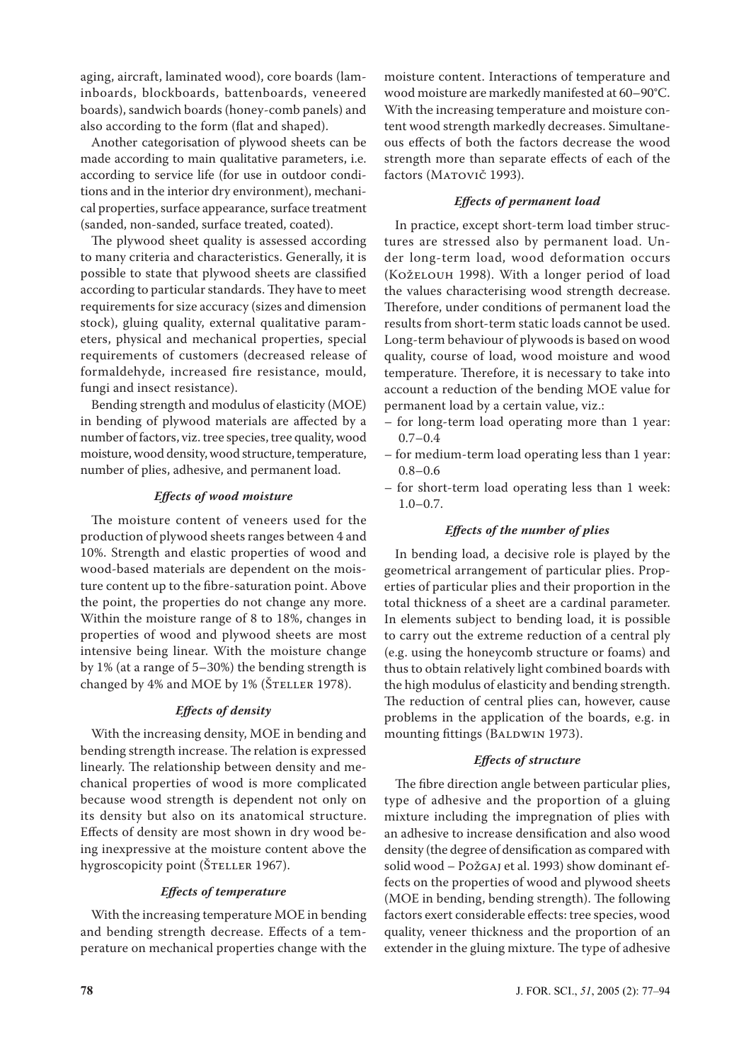aging, aircraft, laminated wood), core boards (laminboards, blockboards, battenboards, veneered boards), sandwich boards (honey-comb panels) and also according to the form (flat and shaped).

Another categorisation of plywood sheets can be made according to main qualitative parameters, i.e. according to service life (for use in outdoor conditions and in the interior dry environment), mechanical properties, surface appearance, surface treatment (sanded, non-sanded, surface treated, coated).

The plywood sheet quality is assessed according to many criteria and characteristics. Generally, it is possible to state that plywood sheets are classified according to particular standards. They have to meet requirements for size accuracy (sizes and dimension stock), gluing quality, external qualitative parameters, physical and mechanical properties, special requirements of customers (decreased release of formaldehyde, increased fire resistance, mould, fungi and insect resistance).

Bending strength and modulus of elasticity (MOE) in bending of plywood materials are affected by a number of factors, viz. tree species, tree quality, wood moisture, wood density, wood structure, temperature, number of plies, adhesive, and permanent load.

### *Effects of wood moisture*

The moisture content of veneers used for the production of plywood sheets ranges between 4 and 10%. Strength and elastic properties of wood and wood-based materials are dependent on the moisture content up to the fibre-saturation point. Above the point, the properties do not change any more. Within the moisture range of 8 to 18%, changes in properties of wood and plywood sheets are most intensive being linear. With the moisture change by 1% (at a range of 5–30%) the bending strength is changed by 4% and MOE by 1% (ŠTELLER 1978).

### *Effects of density*

With the increasing density, MOE in bending and bending strength increase. The relation is expressed linearly. The relationship between density and mechanical properties of wood is more complicated because wood strength is dependent not only on its density but also on its anatomical structure. Effects of density are most shown in dry wood being inexpressive at the moisture content above the hygroscopicity point (ŠTELLER 1967).

### *Effects of temperature*

With the increasing temperature MOE in bending and bending strength decrease. Effects of a temperature on mechanical properties change with the moisture content. Interactions of temperature and wood moisture are markedly manifested at 60–90°C. With the increasing temperature and moisture content wood strength markedly decreases. Simultaneous effects of both the factors decrease the wood strength more than separate effects of each of the factors (MATOVIČ 1993).

### *Effects of permanent load*

In practice, except short-term load timber structures are stressed also by permanent load. Under long-term load, wood deformation occurs (KOŽELOUH 1998). With a longer period of load the values characterising wood strength decrease. Therefore, under conditions of permanent load the results from short-term static loads cannot be used. Long-term behaviour of plywoods is based on wood quality, course of load, wood moisture and wood temperature. Therefore, it is necessary to take into account a reduction of the bending MOE value for permanent load by a certain value, viz.:

- for long-term load operating more than 1 year: 0.7–0.4
- for medium-term load operating less than 1 year: 0.8–0.6
- for short-term load operating less than 1 week: 1.0–0.7.

### *Effects of the number of plies*

In bending load, a decisive role is played by the geometrical arrangement of particular plies. Properties of particular plies and their proportion in the total thickness of a sheet are a cardinal parameter. In elements subject to bending load, it is possible to carry out the extreme reduction of a central ply (e.g. using the honeycomb structure or foams) and thus to obtain relatively light combined boards with the high modulus of elasticity and bending strength. The reduction of central plies can, however, cause problems in the application of the boards, e.g. in mounting fittings (BALDWIN 1973).

### *Effects of structure*

The fibre direction angle between particular plies, type of adhesive and the proportion of a gluing mixture including the impregnation of plies with an adhesive to increase densification and also wood density (the degree of densification as compared with solid wood – POŽGAJ et al. 1993) show dominant effects on the properties of wood and plywood sheets (MOE in bending, bending strength). The following factors exert considerable effects: tree species, wood quality, veneer thickness and the proportion of an extender in the gluing mixture. The type of adhesive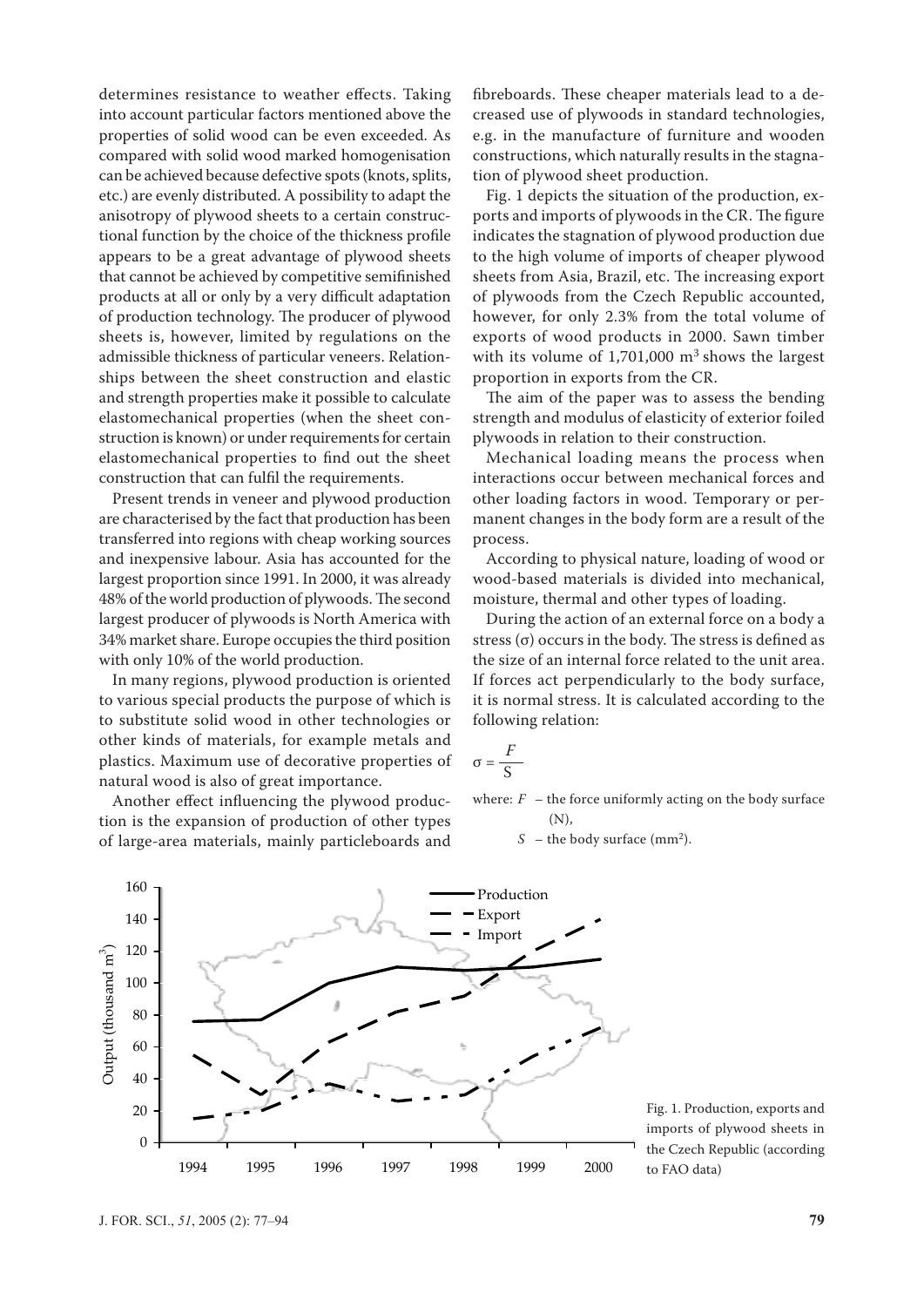determines resistance to weather effects. Taking into account particular factors mentioned above the properties of solid wood can be even exceeded. As compared with solid wood marked homogenisation can be achieved because defective spots (knots, splits, etc.) are evenly distributed. A possibility to adapt the anisotropy of plywood sheets to a certain constructional function by the choice of the thickness profile appears to be a great advantage of plywood sheets that cannot be achieved by competitive semifinished products at all or only by a very difficult adaptation of production technology. The producer of plywood sheets is, however, limited by regulations on the admissible thickness of particular veneers. Relationships between the sheet construction and elastic and strength properties make it possible to calculate elastomechanical properties (when the sheet construction is known) or under requirements for certain elastomechanical properties to find out the sheet construction that can fulfil the requirements.

Present trends in veneer and plywood production are characterised by the fact that production has been transferred into regions with cheap working sources and inexpensive labour. Asia has accounted for the largest proportion since 1991. In 2000, it was already 48% of the world production of plywoods. The second largest producer of plywoods is North America with 34% market share. Europe occupies the third position with only 10% of the world production.

In many regions, plywood production is oriented to various special products the purpose of which is to substitute solid wood in other technologies or other kinds of materials, for example metals and plastics. Maximum use of decorative properties of natural wood is also of great importance.

Another effect influencing the plywood production is the expansion of production of other types of large-area materials, mainly particleboards and fibreboards. These cheaper materials lead to a decreased use of plywoods in standard technologies, e.g. in the manufacture of furniture and wooden constructions, which naturally results in the stagnation of plywood sheet production.

Fig. 1 depicts the situation of the production, exports and imports of plywoods in the CR. The figure indicates the stagnation of plywood production due to the high volume of imports of cheaper plywood sheets from Asia, Brazil, etc. The increasing export of plywoods from the Czech Republic accounted, however, for only 2.3% from the total volume of exports of wood products in 2000. Sawn timber with its volume of 1,701,000 m$^3$ shows the largest proportion in exports from the CR.

The aim of the paper was to assess the bending strength and modulus of elasticity of exterior foiled plywoods in relation to their construction.

Mechanical loading means the process when interactions occur between mechanical forces and other loading factors in wood. Temporary or permanent changes in the body form are a result of the process.

According to physical nature, loading of wood or wood-based materials is divided into mechanical, moisture, thermal and other types of loading.

During the action of an external force on a body a stress ($\sigma$) occurs in the body. The stress is defined as the size of an internal force related to the unit area. If forces act perpendicularly to the body surface, it is normal stress. It is calculated according to the following relation:

$$\sigma = \frac{F}{S}$$

where: $F$ – the force uniformly acting on the body surface (N),

$S$ – the body surface (mm$^2$).

Fig. 1. Production, exports and imports of plywood sheets in the Czech Republic (according to FAO data)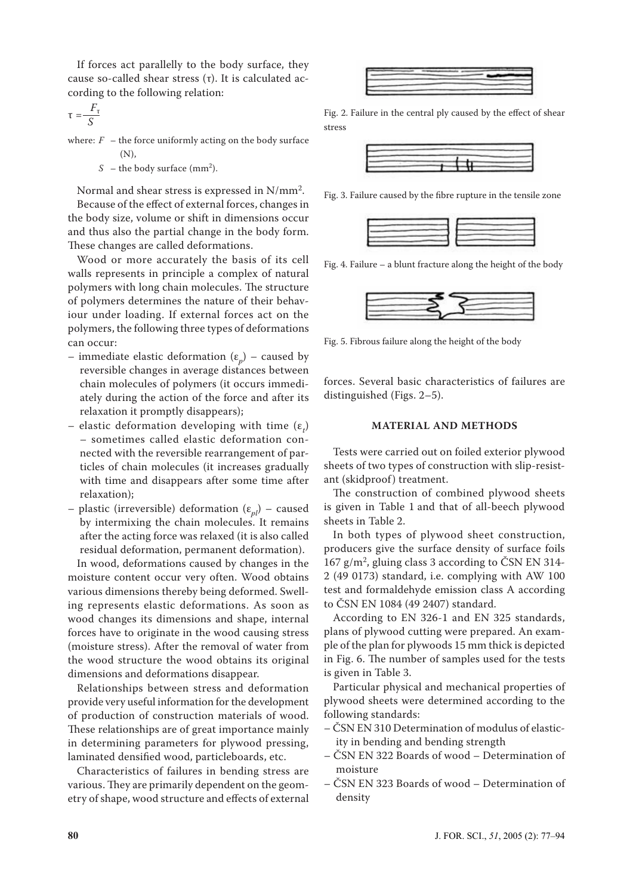If forces act parallelly to the body surface, they cause so-called shear stress ($\tau$). It is calculated according to the following relation:

$$\tau = \frac{F_\tau}{S}$$

where: $F$ – the force uniformly acting on the body surface (N),

$S$ – the body surface ($mm^2$).

Normal and shear stress is expressed in $N/mm^2$.

Because of the effect of external forces, changes in the body size, volume or shift in dimensions occur and thus also the partial change in the body form. These changes are called deformations.

Wood or more accurately the basis of its cell walls represents in principle a complex of natural polymers with long chain molecules. The structure of polymers determines the nature of their behaviour under loading. If external forces act on the polymers, the following three types of deformations can occur:

- immediate elastic deformation ($\varepsilon_p$) – caused by reversible changes in average distances between chain molecules of polymers (it occurs immediately during the action of the force and after its relaxation it promptly disappears);
- elastic deformation developing with time ($\varepsilon_t$) – sometimes called elastic deformation connected with the reversible rearrangement of particles of chain molecules (it increases gradually with time and disappears after some time after relaxation);
- plastic (irreversible) deformation ($\varepsilon_{pl}$) – caused by intermixing the chain molecules. It remains after the acting force was relaxed (it is also called residual deformation, permanent deformation).

In wood, deformations caused by changes in the moisture content occur very often. Wood obtains various dimensions thereby being deformed. Swelling represents elastic deformations. As soon as wood changes its dimensions and shape, internal forces have to originate in the wood causing stress (moisture stress). After the removal of water from the wood structure the wood obtains its original dimensions and deformations disappear.

Relationships between stress and deformation provide very useful information for the development of production of construction materials of wood. These relationships are of great importance mainly in determining parameters for plywood pressing, laminated densified wood, particleboards, etc.

Characteristics of failures in bending stress are various. They are primarily dependent on the geometry of shape, wood structure and effects of external forces. Several basic characteristics of failures are distinguished (Figs. 2–5).

Fig. 2. Failure in the central ply caused by the effect of shear stress

Fig. 3. Failure caused by the fibre rupture in the tensile zone

Fig. 4. Failure – a blunt fracture along the height of the body

Fig. 5. Fibrous failure along the height of the body

## MATERIAL AND METHODS

Tests were carried out on foiled exterior plywood sheets of two types of construction with slip-resistant (skidproof) treatment.

The construction of combined plywood sheets is given in Table 1 and that of all-beech plywood sheets in Table 2.

In both types of plywood sheet construction, producers give the surface density of surface foils 167 g/$m^2$, gluing class 3 according to ČSN EN 314-2 (49 0173) standard, i.e. complying with AW 100 test and formaldehyde emission class A according to ČSN EN 1084 (49 2407) standard.

According to EN 326-1 and EN 325 standards, plans of plywood cutting were prepared. An example of the plan for plywoods 15 mm thick is depicted in Fig. 6. The number of samples used for the tests is given in Table 3.

Particular physical and mechanical properties of plywood sheets were determined according to the following standards:

- ČSN EN 310 Determination of modulus of elasticity in bending and bending strength
- ČSN EN 322 Boards of wood – Determination of moisture
- ČSN EN 323 Boards of wood – Determination of density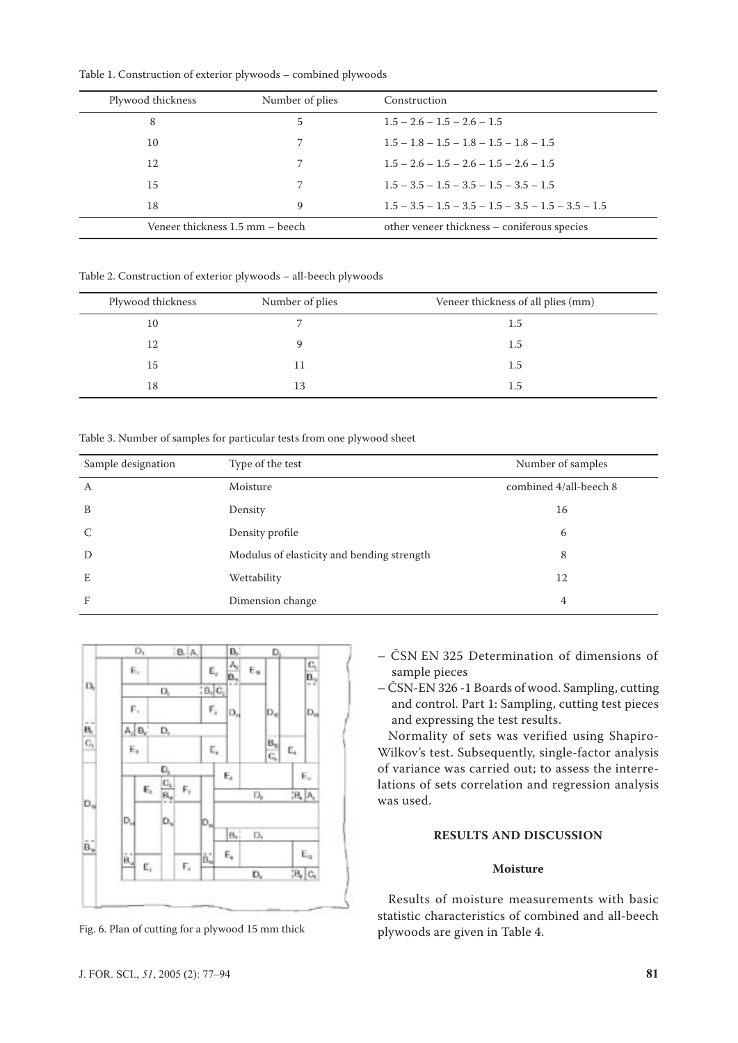Table 1. Construction of exterior plywoods – combined plywoods

| Plywood thickness | Number of plies | Construction |
|---|---|---|
| 8 | 5 | 1.5 – 2.6 – 1.5 – 2.6 – 1.5 |
| 10 | 7 | 1.5 – 1.8 – 1.5 – 1.8 – 1.5 – 1.8 – 1.5 |
| 12 | 7 | 1.5 – 2.6 – 1.5 – 2.6 – 1.5 – 2.6 – 1.5 |
| 15 | 7 | 1.5 – 3.5 – 1.5 – 3.5 – 1.5 – 3.5 – 1.5 |
| 18 | 9 | 1.5 – 3.5 – 1.5 – 3.5 – 1.5 – 3.5 – 1.5 – 3.5 – 1.5 |
| Veneer thickness 1.5 mm – beech | | other veneer thickness – coniferous species |

Table 2. Construction of exterior plywoods – all-beech plywoods

| Plywood thickness | Number of plies | Veneer thickness of all plies (mm) |
|---|---|---|
| 10 | 7 | 1.5 |
| 12 | 9 | 1.5 |
| 15 | 11 | 1.5 |
| 18 | 13 | 1.5 |

Table 3. Number of samples for particular tests from one plywood sheet

| Sample designation | Type of the test | Number of samples |
|---|---|---|
| A | Moisture | combined 4/all-beech 8 |
| B | Density | 16 |
| C | Density profile | 6 |
| D | Modulus of elasticity and bending strength | 8 |
| E | Wettability | 12 |
| F | Dimension change | 4 |

Fig. 6. Plan of cutting for a plywood 15 mm thick

– ČSN EN 325 Determination of dimensions of sample pieces
– ČSN-EN 326 -1 Boards of wood. Sampling, cutting and control. Part 1: Sampling, cutting test pieces and expressing the test results.

Normality of sets was verified using Shapiro-Wilkov's test. Subsequently, single-factor analysis of variance was carried out; to assess the interrelations of sets correlation and regression analysis was used.

## RESULTS AND DISCUSSION

### Moisture

Results of moisture measurements with basic statistic characteristics of combined and all-beech plywoods are given in Table 4.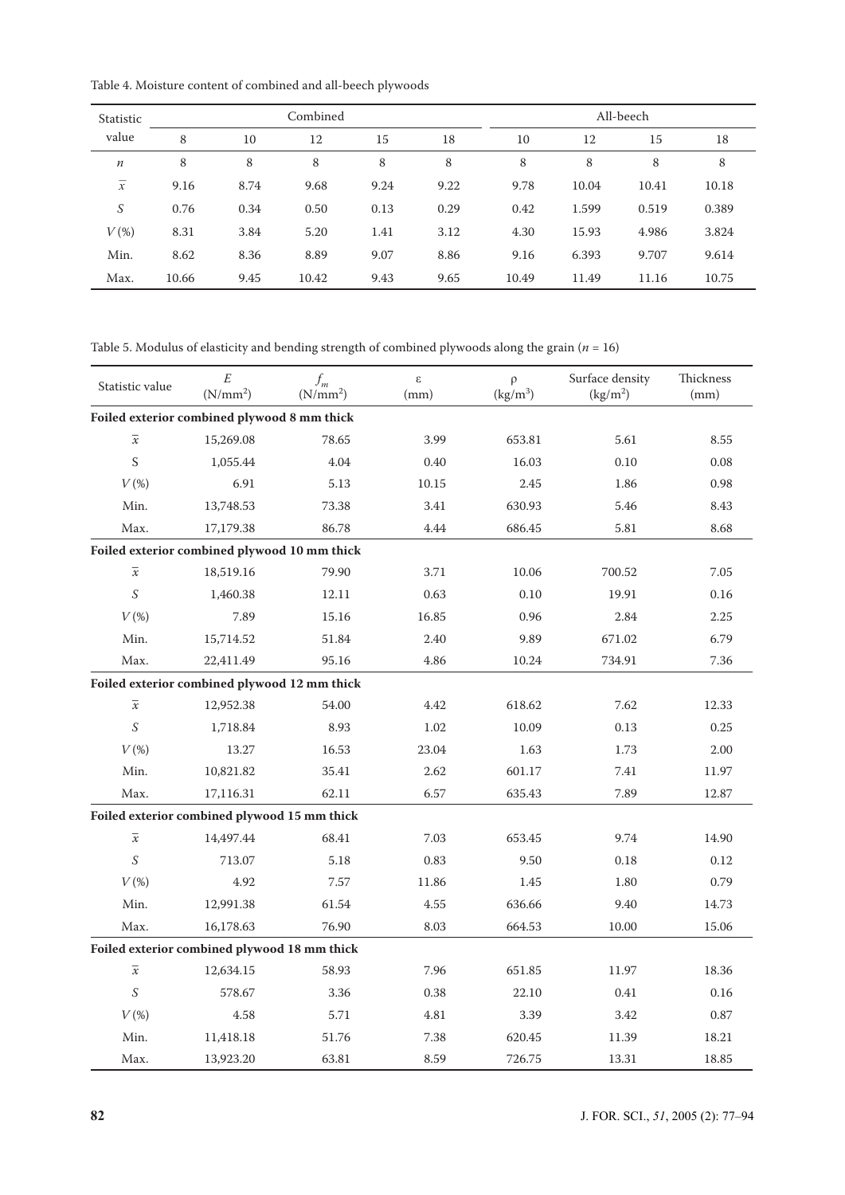Table 4. Moisture content of combined and all-beech plywoods

| Statistic value | Combined | | | | | All-beech | | | |
|---|---|---|---|---|---|---|---|---|---|
| | 8 | 10 | 12 | 15 | 18 | 10 | 12 | 15 | 18 |
| $n$ | 8 | 8 | 8 | 8 | 8 | 8 | 8 | 8 | 8 |
| $\bar{x}$ | 9.16 | 8.74 | 9.68 | 9.24 | 9.22 | 9.78 | 10.04 | 10.41 | 10.18 |
| $S$ | 0.76 | 0.34 | 0.50 | 0.13 | 0.29 | 0.42 | 1.599 | 0.519 | 0.389 |
| $V$ (%) | 8.31 | 3.84 | 5.20 | 1.41 | 3.12 | 4.30 | 15.93 | 4.986 | 3.824 |
| Min. | 8.62 | 8.36 | 8.89 | 9.07 | 8.86 | 9.16 | 6.393 | 9.707 | 9.614 |
| Max. | 10.66 | 9.45 | 10.42 | 9.43 | 9.65 | 10.49 | 11.49 | 11.16 | 10.75 |

Table 5. Modulus of elasticity and bending strength of combined plywoods along the grain ($n$ = 16)

| Statistic value | $E$ ($N/mm^2$) | $f_m$ ($N/mm^2$) | ε (mm) | ρ ($kg/m^3$) | Surface density ($kg/m^2$) | Thickness (mm) |
|---|---|---|---|---|---|---|
| **Foiled exterior combined plywood 8 mm thick** | | | | | | |
| $\bar{x}$ | 15,269.08 | 78.65 | 3.99 | 653.81 | 5.61 | 8.55 |
| S | 1,055.44 | 4.04 | 0.40 | 16.03 | 0.10 | 0.08 |
| $V$ (%) | 6.91 | 5.13 | 10.15 | 2.45 | 1.86 | 0.98 |
| Min. | 13,748.53 | 73.38 | 3.41 | 630.93 | 5.46 | 8.43 |
| Max. | 17,179.38 | 86.78 | 4.44 | 686.45 | 5.81 | 8.68 |
| **Foiled exterior combined plywood 10 mm thick** | | | | | | |
| $\bar{x}$ | 18,519.16 | 79.90 | 3.71 | 10.06 | 700.52 | 7.05 |
| $S$ | 1,460.38 | 12.11 | 0.63 | 0.10 | 19.91 | 0.16 |
| $V$ (%) | 7.89 | 15.16 | 16.85 | 0.96 | 2.84 | 2.25 |
| Min. | 15,714.52 | 51.84 | 2.40 | 9.89 | 671.02 | 6.79 |
| Max. | 22,411.49 | 95.16 | 4.86 | 10.24 | 734.91 | 7.36 |
| **Foiled exterior combined plywood 12 mm thick** | | | | | | |
| $\bar{x}$ | 12,952.38 | 54.00 | 4.42 | 618.62 | 7.62 | 12.33 |
| $S$ | 1,718.84 | 8.93 | 1.02 | 10.09 | 0.13 | 0.25 |
| $V$ (%) | 13.27 | 16.53 | 23.04 | 1.63 | 1.73 | 2.00 |
| Min. | 10,821.82 | 35.41 | 2.62 | 601.17 | 7.41 | 11.97 |
| Max. | 17,116.31 | 62.11 | 6.57 | 635.43 | 7.89 | 12.87 |
| **Foiled exterior combined plywood 15 mm thick** | | | | | | |
| $\bar{x}$ | 14,497.44 | 68.41 | 7.03 | 653.45 | 9.74 | 14.90 |
| $S$ | 713.07 | 5.18 | 0.83 | 9.50 | 0.18 | 0.12 |
| $V$ (%) | 4.92 | 7.57 | 11.86 | 1.45 | 1.80 | 0.79 |
| Min. | 12,991.38 | 61.54 | 4.55 | 636.66 | 9.40 | 14.73 |
| Max. | 16,178.63 | 76.90 | 8.03 | 664.53 | 10.00 | 15.06 |
| **Foiled exterior combined plywood 18 mm thick** | | | | | | |
| $\bar{x}$ | 12,634.15 | 58.93 | 7.96 | 651.85 | 11.97 | 18.36 |
| $S$ | 578.67 | 3.36 | 0.38 | 22.10 | 0.41 | 0.16 |
| $V$ (%) | 4.58 | 5.71 | 4.81 | 3.39 | 3.42 | 0.87 |
| Min. | 11,418.18 | 51.76 | 7.38 | 620.45 | 11.39 | 18.21 |
| Max. | 13,923.20 | 63.81 | 8.59 | 726.75 | 13.31 | 18.85 |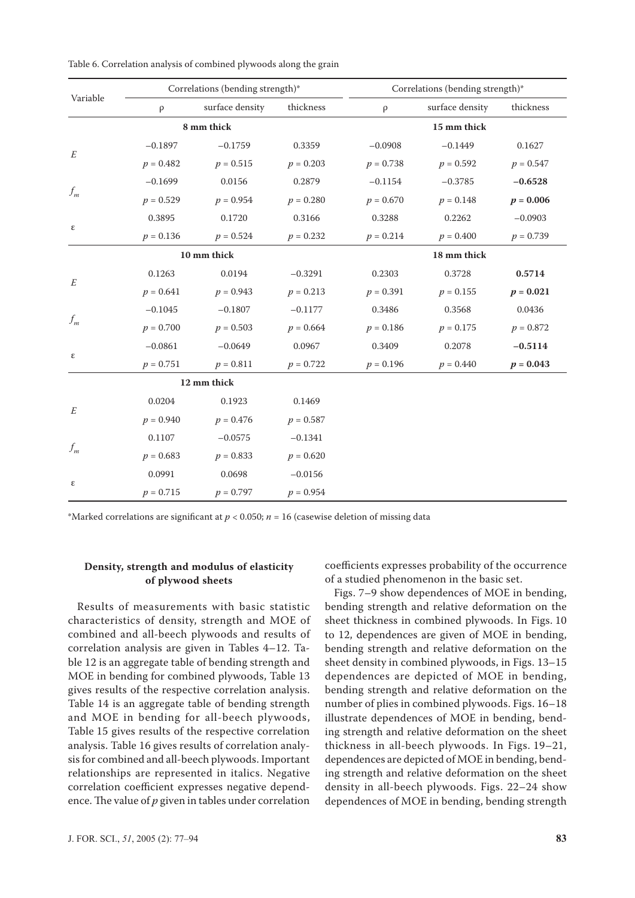Table 6. Correlation analysis of combined plywoods along the grain

| Variable | Correlations (bending strength)* | | | Correlations (bending strength)* | | |
|---|---|---|---|---|---|---|
| | ρ | surface density | thickness | ρ | surface density | thickness |
| | 8 mm thick | | | 15 mm thick | | |
| $E$ | −0.1897 | −0.1759 | 0.3359 | −0.0908 | −0.1449 | 0.1627 |
| | $p = 0.482$ | $p = 0.515$ | $p = 0.203$ | $p = 0.738$ | $p = 0.592$ | $p = 0.547$ |
| $f_m$ | −0.1699 | 0.0156 | 0.2879 | −0.1154 | −0.3785 | **−0.6528** |
| | $p = 0.529$ | $p = 0.954$ | $p = 0.280$ | $p = 0.670$ | $p = 0.148$ | **$p = 0.006$** |
| ε | 0.3895 | 0.1720 | 0.3166 | 0.3288 | 0.2262 | −0.0903 |
| | $p = 0.136$ | $p = 0.524$ | $p = 0.232$ | $p = 0.214$ | $p = 0.400$ | $p = 0.739$ |
| | 10 mm thick | | | 18 mm thick | | |
| $E$ | 0.1263 | 0.0194 | −0.3291 | 0.2303 | 0.3728 | **0.5714** |
| | $p = 0.641$ | $p = 0.943$ | $p = 0.213$ | $p = 0.391$ | $p = 0.155$ | **$p = 0.021$** |
| $f_m$ | −0.1045 | −0.1807 | −0.1177 | 0.3486 | 0.3568 | 0.0436 |
| | $p = 0.700$ | $p = 0.503$ | $p = 0.664$ | $p = 0.186$ | $p = 0.175$ | $p = 0.872$ |
| ε | −0.0861 | −0.0649 | 0.0967 | 0.3409 | 0.2078 | **−0.5114** |
| | $p = 0.751$ | $p = 0.811$ | $p = 0.722$ | $p = 0.196$ | $p = 0.440$ | **$p = 0.043$** |
| | 12 mm thick | | | | | |
| $E$ | 0.0204 | 0.1923 | 0.1469 | | | |
| | $p = 0.940$ | $p = 0.476$ | $p = 0.587$ | | | |
| $f_m$ | 0.1107 | −0.0575 | −0.1341 | | | |
| | $p = 0.683$ | $p = 0.833$ | $p = 0.620$ | | | |
| ε | 0.0991 | 0.0698 | −0.0156 | | | |
| | $p = 0.715$ | $p = 0.797$ | $p = 0.954$ | | | |

*Marked correlations are significant at $p < 0.050$; $n = 16$ (casewise deletion of missing data

### Density, strength and modulus of elasticity of plywood sheets

Results of measurements with basic statistic characteristics of density, strength and MOE of combined and all-beech plywoods and results of correlation analysis are given in Tables 4–12. Table 12 is an aggregate table of bending strength and MOE in bending for combined plywoods, Table 13 gives results of the respective correlation analysis. Table 14 is an aggregate table of bending strength and MOE in bending for all-beech plywoods, Table 15 gives results of the respective correlation analysis. Table 16 gives results of correlation analysis for combined and all-beech plywoods. Important relationships are represented in italics. Negative correlation coefficient expresses negative dependence. The value of $p$ given in tables under correlation coefficients expresses probability of the occurrence of a studied phenomenon in the basic set.

Figs. 7–9 show dependences of MOE in bending, bending strength and relative deformation on the sheet thickness in combined plywoods. In Figs. 10 to 12, dependences are given of MOE in bending, bending strength and relative deformation on the sheet density in combined plywoods, in Figs. 13–15 dependences are depicted of MOE in bending, bending strength and relative deformation on the number of plies in combined plywoods. Figs. 16–18 illustrate dependences of MOE in bending, bending strength and relative deformation on the sheet thickness in all-beech plywoods. In Figs. 19–21, dependences are depicted of MOE in bending, bending strength and relative deformation on the sheet density in all-beech plywoods. Figs. 22–24 show dependences of MOE in bending, bending strength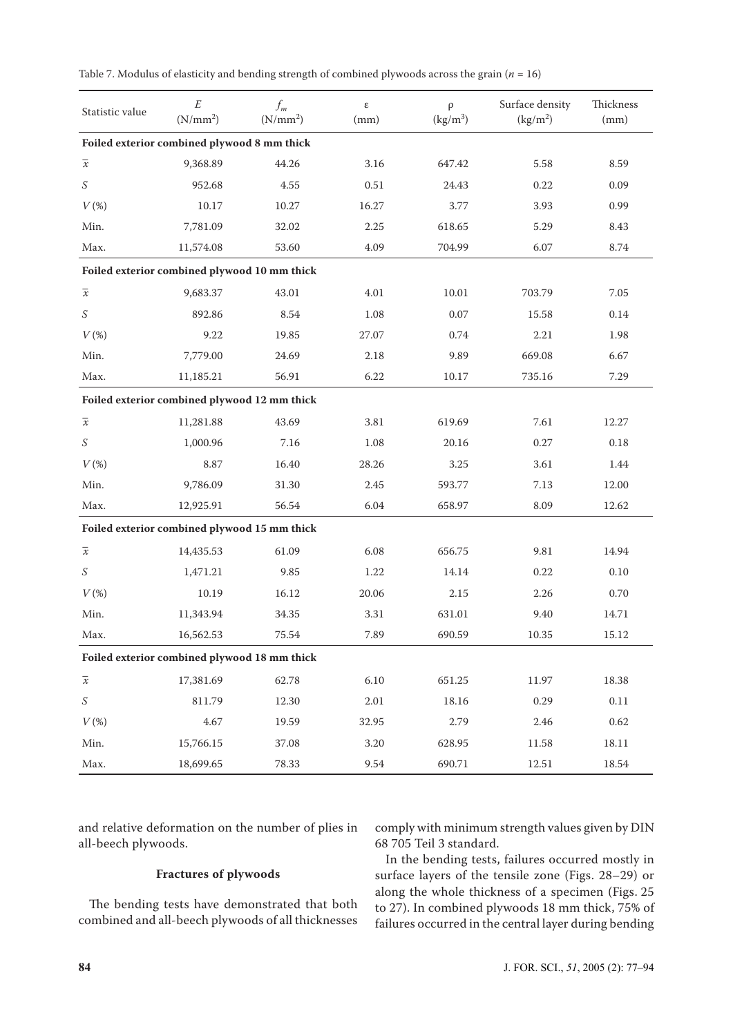Table 7. Modulus of elasticity and bending strength of combined plywoods across the grain ($n$ = 16)

| Statistic value | $E$ (N/mm$^2$) | $f_m$ (N/mm$^2$) | ε (mm) | ρ (kg/m$^3$) | Surface density (kg/m$^2$) | Thickness (mm) |
|---|---|---|---|---|---|---|
| **Foiled exterior combined plywood 8 mm thick** | | | | | | |
| $\overline{x}$ | 9,368.89 | 44.26 | 3.16 | 647.42 | 5.58 | 8.59 |
| $S$ | 952.68 | 4.55 | 0.51 | 24.43 | 0.22 | 0.09 |
| $V$ (%) | 10.17 | 10.27 | 16.27 | 3.77 | 3.93 | 0.99 |
| Min. | 7,781.09 | 32.02 | 2.25 | 618.65 | 5.29 | 8.43 |
| Max. | 11,574.08 | 53.60 | 4.09 | 704.99 | 6.07 | 8.74 |
| **Foiled exterior combined plywood 10 mm thick** | | | | | | |
| $\overline{x}$ | 9,683.37 | 43.01 | 4.01 | 10.01 | 703.79 | 7.05 |
| $S$ | 892.86 | 8.54 | 1.08 | 0.07 | 15.58 | 0.14 |
| $V$ (%) | 9.22 | 19.85 | 27.07 | 0.74 | 2.21 | 1.98 |
| Min. | 7,779.00 | 24.69 | 2.18 | 9.89 | 669.08 | 6.67 |
| Max. | 11,185.21 | 56.91 | 6.22 | 10.17 | 735.16 | 7.29 |
| **Foiled exterior combined plywood 12 mm thick** | | | | | | |
| $\overline{x}$ | 11,281.88 | 43.69 | 3.81 | 619.69 | 7.61 | 12.27 |
| $S$ | 1,000.96 | 7.16 | 1.08 | 20.16 | 0.27 | 0.18 |
| $V$ (%) | 8.87 | 16.40 | 28.26 | 3.25 | 3.61 | 1.44 |
| Min. | 9,786.09 | 31.30 | 2.45 | 593.77 | 7.13 | 12.00 |
| Max. | 12,925.91 | 56.54 | 6.04 | 658.97 | 8.09 | 12.62 |
| **Foiled exterior combined plywood 15 mm thick** | | | | | | |
| $\overline{x}$ | 14,435.53 | 61.09 | 6.08 | 656.75 | 9.81 | 14.94 |
| $S$ | 1,471.21 | 9.85 | 1.22 | 14.14 | 0.22 | 0.10 |
| $V$ (%) | 10.19 | 16.12 | 20.06 | 2.15 | 2.26 | 0.70 |
| Min. | 11,343.94 | 34.35 | 3.31 | 631.01 | 9.40 | 14.71 |
| Max. | 16,562.53 | 75.54 | 7.89 | 690.59 | 10.35 | 15.12 |
| **Foiled exterior combined plywood 18 mm thick** | | | | | | |
| $\overline{x}$ | 17,381.69 | 62.78 | 6.10 | 651.25 | 11.97 | 18.38 |
| $S$ | 811.79 | 12.30 | 2.01 | 18.16 | 0.29 | 0.11 |
| $V$ (%) | 4.67 | 19.59 | 32.95 | 2.79 | 2.46 | 0.62 |
| Min. | 15,766.15 | 37.08 | 3.20 | 628.95 | 11.58 | 18.11 |
| Max. | 18,699.65 | 78.33 | 9.54 | 690.71 | 12.51 | 18.54 |

and relative deformation on the number of plies in all-beech plywoods.

### Fractures of plywoods

The bending tests have demonstrated that both combined and all-beech plywoods of all thicknesses comply with minimum strength values given by DIN 68 705 Teil 3 standard.

In the bending tests, failures occurred mostly in surface layers of the tensile zone (Figs. 28–29) or along the whole thickness of a specimen (Figs. 25 to 27). In combined plywoods 18 mm thick, 75% of failures occurred in the central layer during bending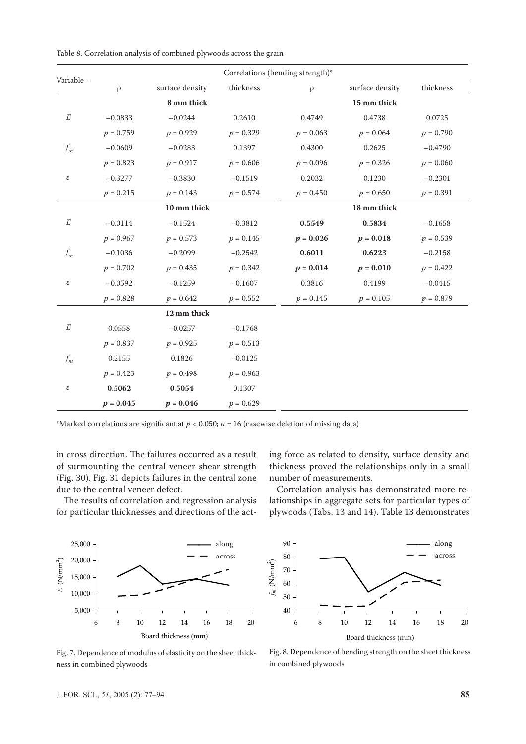Table 8. Correlation analysis of combined plywoods across the grain

| Variable | Correlations (bending strength)* | | | | | |
|---|---|---|---|---|---|---|
| | ρ | surface density | thickness | ρ | surface density | thickness |
| | | **8 mm thick** | | | **15 mm thick** | |
| $E$ | −0.0833 | −0.0244 | 0.2610 | 0.4749 | 0.4738 | 0.0725 |
| | $p = 0.759$ | $p = 0.929$ | $p = 0.329$ | $p = 0.063$ | $p = 0.064$ | $p = 0.790$ |
| $f_m$ | −0.0609 | −0.0283 | 0.1397 | 0.4300 | 0.2625 | −0.4790 |
| | $p = 0.823$ | $p = 0.917$ | $p = 0.606$ | $p = 0.096$ | $p = 0.326$ | $p = 0.060$ |
| ε | −0.3277 | −0.3830 | −0.1519 | 0.2032 | 0.1230 | −0.2301 |
| | $p = 0.215$ | $p = 0.143$ | $p = 0.574$ | $p = 0.450$ | $p = 0.650$ | $p = 0.391$ |
| | | **10 mm thick** | | | **18 mm thick** | |
| $E$ | −0.0114 | −0.1524 | −0.3812 | **0.5549** | **0.5834** | −0.1658 |
| | $p = 0.967$ | $p = 0.573$ | $p = 0.145$ | $\mathbf{p = 0.026}$ | $\mathbf{p = 0.018}$ | $p = 0.539$ |
| $f_m$ | −0.1036 | −0.2099 | −0.2542 | **0.6011** | **0.6223** | −0.2158 |
| | $p = 0.702$ | $p = 0.435$ | $p = 0.342$ | $\mathbf{p = 0.014}$ | $\mathbf{p = 0.010}$ | $p = 0.422$ |
| ε | −0.0592 | −0.1259 | −0.1607 | 0.3816 | 0.4199 | −0.0415 |
| | $p = 0.828$ | $p = 0.642$ | $p = 0.552$ | $p = 0.145$ | $p = 0.105$ | $p = 0.879$ |
| | | **12 mm thick** | | | | |
| $E$ | 0.0558 | −0.0257 | −0.1768 | | | |
| | $p = 0.837$ | $p = 0.925$ | $p = 0.513$ | | | |
| $f_m$ | 0.2155 | 0.1826 | −0.0125 | | | |
| | $p = 0.423$ | $p = 0.498$ | $p = 0.963$ | | | |
| ε | **0.5062** | **0.5054** | 0.1307 | | | |
| | $\mathbf{p = 0.045}$ | $\mathbf{p = 0.046}$ | $p = 0.629$ | | | |

*Marked correlations are significant at $p < 0.050$; $n = 16$ (casewise deletion of missing data)

in cross direction. The failures occurred as a result of surmounting the central veneer shear strength (Fig. 30). Fig. 31 depicts failures in the central zone due to the central veneer defect.

The results of correlation and regression analysis for particular thicknesses and directions of the acting force as related to density, surface density and thickness proved the relationships only in a small number of measurements.

Correlation analysis has demonstrated more relationships in aggregate sets for particular types of plywoods (Tabs. 13 and 14). Table 13 demonstrates

Fig. 7. Dependence of modulus of elasticity on the sheet thickness in combined plywoods

Fig. 8. Dependence of bending strength on the sheet thickness in combined plywoods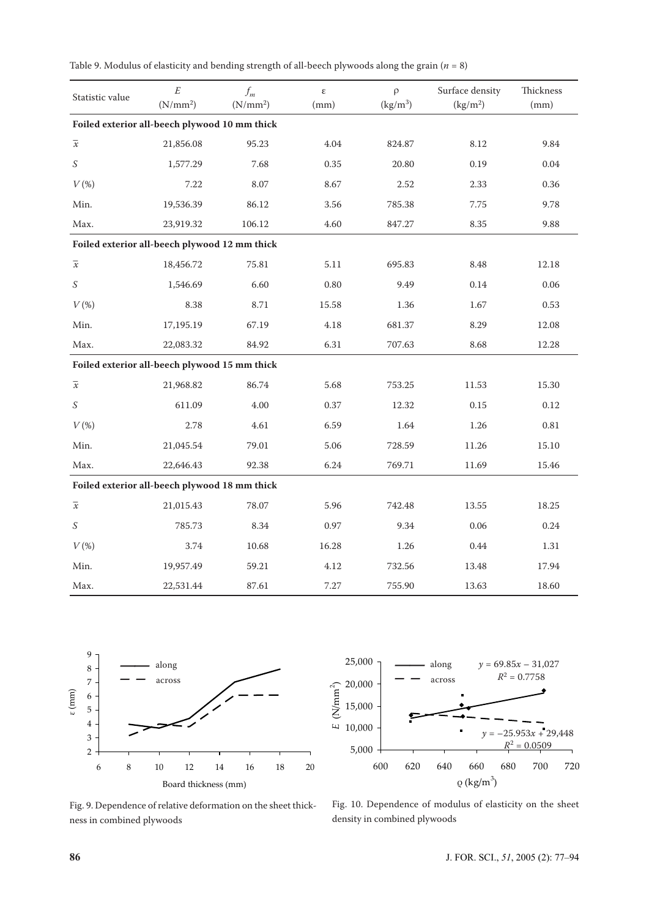Table 9. Modulus of elasticity and bending strength of all-beech plywoods along the grain ($n$ = 8)

| Statistic value | $E$ ($N/mm^2$) | $f_m$ ($N/mm^2$) | ε (mm) | ρ ($kg/m^3$) | Surface density ($kg/m^2$) | Thickness (mm) |
|---|---|---|---|---|---|---|
| **Foiled exterior all-beech plywood 10 mm thick** | | | | | | |
| $\overline{x}$ | 21,856.08 | 95.23 | 4.04 | 824.87 | 8.12 | 9.84 |
| $S$ | 1,577.29 | 7.68 | 0.35 | 20.80 | 0.19 | 0.04 |
| $V$ (%) | 7.22 | 8.07 | 8.67 | 2.52 | 2.33 | 0.36 |
| Min. | 19,536.39 | 86.12 | 3.56 | 785.38 | 7.75 | 9.78 |
| Max. | 23,919.32 | 106.12 | 4.60 | 847.27 | 8.35 | 9.88 |
| **Foiled exterior all-beech plywood 12 mm thick** | | | | | | |
| $\overline{x}$ | 18,456.72 | 75.81 | 5.11 | 695.83 | 8.48 | 12.18 |
| $S$ | 1,546.69 | 6.60 | 0.80 | 9.49 | 0.14 | 0.06 |
| $V$ (%) | 8.38 | 8.71 | 15.58 | 1.36 | 1.67 | 0.53 |
| Min. | 17,195.19 | 67.19 | 4.18 | 681.37 | 8.29 | 12.08 |
| Max. | 22,083.32 | 84.92 | 6.31 | 707.63 | 8.68 | 12.28 |
| **Foiled exterior all-beech plywood 15 mm thick** | | | | | | |
| $\overline{x}$ | 21,968.82 | 86.74 | 5.68 | 753.25 | 11.53 | 15.30 |
| $S$ | 611.09 | 4.00 | 0.37 | 12.32 | 0.15 | 0.12 |
| $V$ (%) | 2.78 | 4.61 | 6.59 | 1.64 | 1.26 | 0.81 |
| Min. | 21,045.54 | 79.01 | 5.06 | 728.59 | 11.26 | 15.10 |
| Max. | 22,646.43 | 92.38 | 6.24 | 769.71 | 11.69 | 15.46 |
| **Foiled exterior all-beech plywood 18 mm thick** | | | | | | |
| $\overline{x}$ | 21,015.43 | 78.07 | 5.96 | 742.48 | 13.55 | 18.25 |
| $S$ | 785.73 | 8.34 | 0.97 | 9.34 | 0.06 | 0.24 |
| $V$ (%) | 3.74 | 10.68 | 16.28 | 1.26 | 0.44 | 1.31 |
| Min. | 19,957.49 | 59.21 | 4.12 | 732.56 | 13.48 | 17.94 |
| Max. | 22,531.44 | 87.61 | 7.27 | 755.90 | 13.63 | 18.60 |

Fig. 9. Dependence of relative deformation on the sheet thickness in combined plywoods

Fig. 10. Dependence of modulus of elasticity on the sheet density in combined plywoods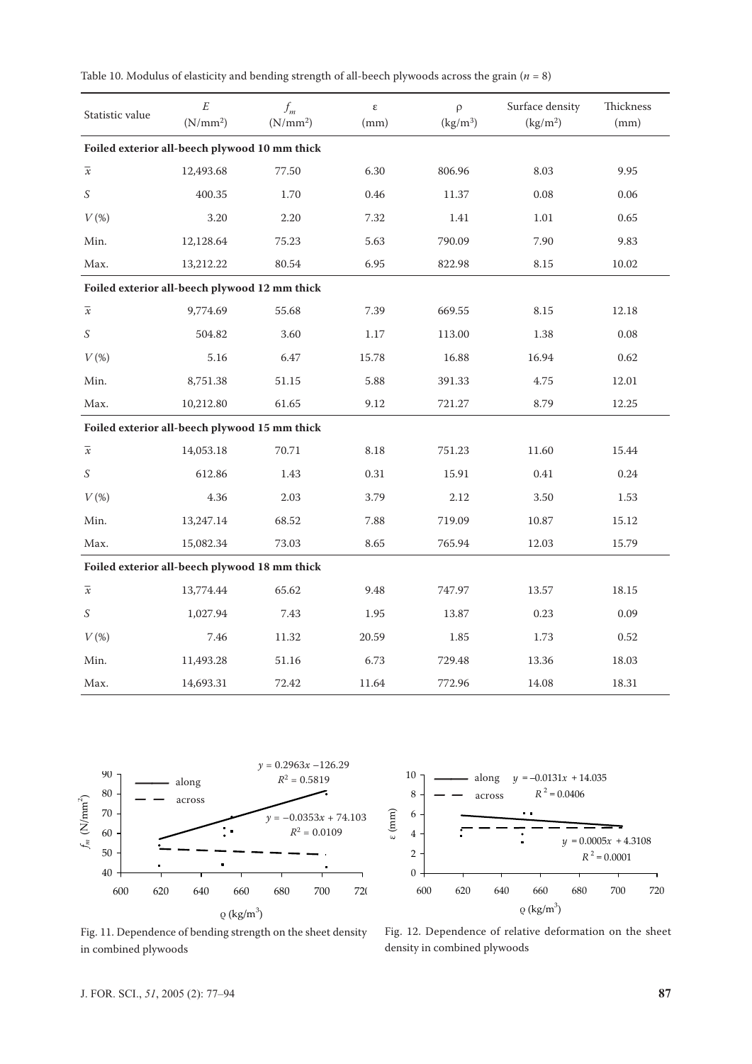Table 10. Modulus of elasticity and bending strength of all-beech plywoods across the grain ($n$ = 8)

| Statistic value | $E$ (N/mm²) | $f_m$ (N/mm²) | ε (mm) | ρ (kg/m³) | Surface density (kg/m²) | Thickness (mm) |
|---|---|---|---|---|---|---|
| **Foiled exterior all-beech plywood 10 mm thick** | | | | | | |
| $\overline{x}$ | 12,493.68 | 77.50 | 6.30 | 806.96 | 8.03 | 9.95 |
| $S$ | 400.35 | 1.70 | 0.46 | 11.37 | 0.08 | 0.06 |
| $V$ (%) | 3.20 | 2.20 | 7.32 | 1.41 | 1.01 | 0.65 |
| Min. | 12,128.64 | 75.23 | 5.63 | 790.09 | 7.90 | 9.83 |
| Max. | 13,212.22 | 80.54 | 6.95 | 822.98 | 8.15 | 10.02 |
| **Foiled exterior all-beech plywood 12 mm thick** | | | | | | |
| $\overline{x}$ | 9,774.69 | 55.68 | 7.39 | 669.55 | 8.15 | 12.18 |
| $S$ | 504.82 | 3.60 | 1.17 | 113.00 | 1.38 | 0.08 |
| $V$ (%) | 5.16 | 6.47 | 15.78 | 16.88 | 16.94 | 0.62 |
| Min. | 8,751.38 | 51.15 | 5.88 | 391.33 | 4.75 | 12.01 |
| Max. | 10,212.80 | 61.65 | 9.12 | 721.27 | 8.79 | 12.25 |
| **Foiled exterior all-beech plywood 15 mm thick** | | | | | | |
| $\overline{x}$ | 14,053.18 | 70.71 | 8.18 | 751.23 | 11.60 | 15.44 |
| $S$ | 612.86 | 1.43 | 0.31 | 15.91 | 0.41 | 0.24 |
| $V$ (%) | 4.36 | 2.03 | 3.79 | 2.12 | 3.50 | 1.53 |
| Min. | 13,247.14 | 68.52 | 7.88 | 719.09 | 10.87 | 15.12 |
| Max. | 15,082.34 | 73.03 | 8.65 | 765.94 | 12.03 | 15.79 |
| **Foiled exterior all-beech plywood 18 mm thick** | | | | | | |
| $\overline{x}$ | 13,774.44 | 65.62 | 9.48 | 747.97 | 13.57 | 18.15 |
| $S$ | 1,027.94 | 7.43 | 1.95 | 13.87 | 0.23 | 0.09 |
| $V$ (%) | 7.46 | 11.32 | 20.59 | 1.85 | 1.73 | 0.52 |
| Min. | 11,493.28 | 51.16 | 6.73 | 729.48 | 13.36 | 18.03 |
| Max. | 14,693.31 | 72.42 | 11.64 | 772.96 | 14.08 | 18.31 |

Fig. 11. Dependence of bending strength on the sheet density in combined plywoods

Fig. 12. Dependence of relative deformation on the sheet density in combined plywoods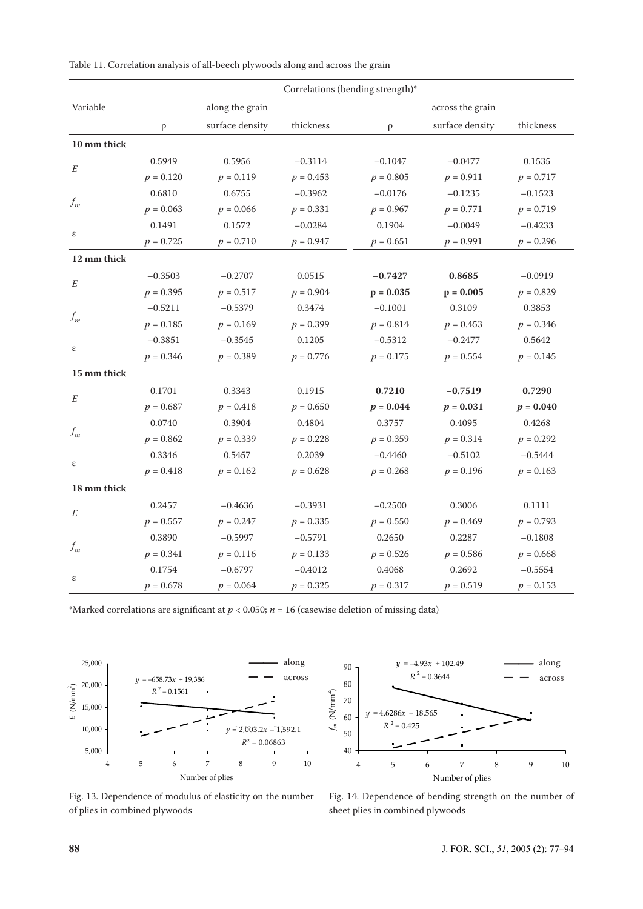Table 11. Correlation analysis of all-beech plywoods along and across the grain

| Variable | Correlations (bending strength)* | | | | | |
|---|---|---|---|---|---|---|
| | along the grain | | | across the grain | | |
| | ρ | surface density | thickness | ρ | surface density | thickness |
| **10 mm thick** | | | | | | |
| $E$ | 0.5949 | 0.5956 | −0.3114 | −0.1047 | −0.0477 | 0.1535 |
| | $p = 0.120$ | $p = 0.119$ | $p = 0.453$ | $p = 0.805$ | $p = 0.911$ | $p = 0.717$ |
| $f_m$ | 0.6810 | 0.6755 | −0.3962 | −0.0176 | −0.1235 | −0.1523 |
| | $p = 0.063$ | $p = 0.066$ | $p = 0.331$ | $p = 0.967$ | $p = 0.771$ | $p = 0.719$ |
| ε | 0.1491 | 0.1572 | −0.0284 | 0.1904 | −0.0049 | −0.4233 |
| | $p = 0.725$ | $p = 0.710$ | $p = 0.947$ | $p = 0.651$ | $p = 0.991$ | $p = 0.296$ |
| **12 mm thick** | | | | | | |
| $E$ | −0.3503 | −0.2707 | 0.0515 | **−0.7427** | **0.8685** | −0.0919 |
| | $p = 0.395$ | $p = 0.517$ | $p = 0.904$ | **$p = 0.035$** | **$p = 0.005$** | $p = 0.829$ |
| $f_m$ | −0.5211 | −0.5379 | 0.3474 | −0.1001 | 0.3109 | 0.3853 |
| | $p = 0.185$ | $p = 0.169$ | $p = 0.399$ | $p = 0.814$ | $p = 0.453$ | $p = 0.346$ |
| ε | −0.3851 | −0.3545 | 0.1205 | −0.5312 | −0.2477 | 0.5642 |
| | $p = 0.346$ | $p = 0.389$ | $p = 0.776$ | $p = 0.175$ | $p = 0.554$ | $p = 0.145$ |
| **15 mm thick** | | | | | | |
| $E$ | 0.1701 | 0.3343 | 0.1915 | **0.7210** | **−0.7519** | **0.7290** |
| | $p = 0.687$ | $p = 0.418$ | $p = 0.650$ | **$p = 0.044$** | **$p = 0.031$** | **$p = 0.040$** |
| $f_m$ | 0.0740 | 0.3904 | 0.4804 | 0.3757 | 0.4095 | 0.4268 |
| | $p = 0.862$ | $p = 0.339$ | $p = 0.228$ | $p = 0.359$ | $p = 0.314$ | $p = 0.292$ |
| ε | 0.3346 | 0.5457 | 0.2039 | −0.4460 | −0.5102 | −0.5444 |
| | $p = 0.418$ | $p = 0.162$ | $p = 0.628$ | $p = 0.268$ | $p = 0.196$ | $p = 0.163$ |
| **18 mm thick** | | | | | | |
| $E$ | 0.2457 | −0.4636 | −0.3931 | −0.2500 | 0.3006 | 0.1111 |
| | $p = 0.557$ | $p = 0.247$ | $p = 0.335$ | $p = 0.550$ | $p = 0.469$ | $p = 0.793$ |
| $f_m$ | 0.3890 | −0.5997 | −0.5791 | 0.2650 | 0.2287 | −0.1808 |
| | $p = 0.341$ | $p = 0.116$ | $p = 0.133$ | $p = 0.526$ | $p = 0.586$ | $p = 0.668$ |
| ε | 0.1754 | −0.6797 | −0.4012 | 0.4068 | 0.2692 | −0.5554 |
| | $p = 0.678$ | $p = 0.064$ | $p = 0.325$ | $p = 0.317$ | $p = 0.519$ | $p = 0.153$ |

*Marked correlations are significant at $p < 0.050$; $n = 16$ (casewise deletion of missing data)

Fig. 13. Dependence of modulus of elasticity on the number of plies in combined plywoods

Fig. 14. Dependence of bending strength on the number of sheet plies in combined plywoods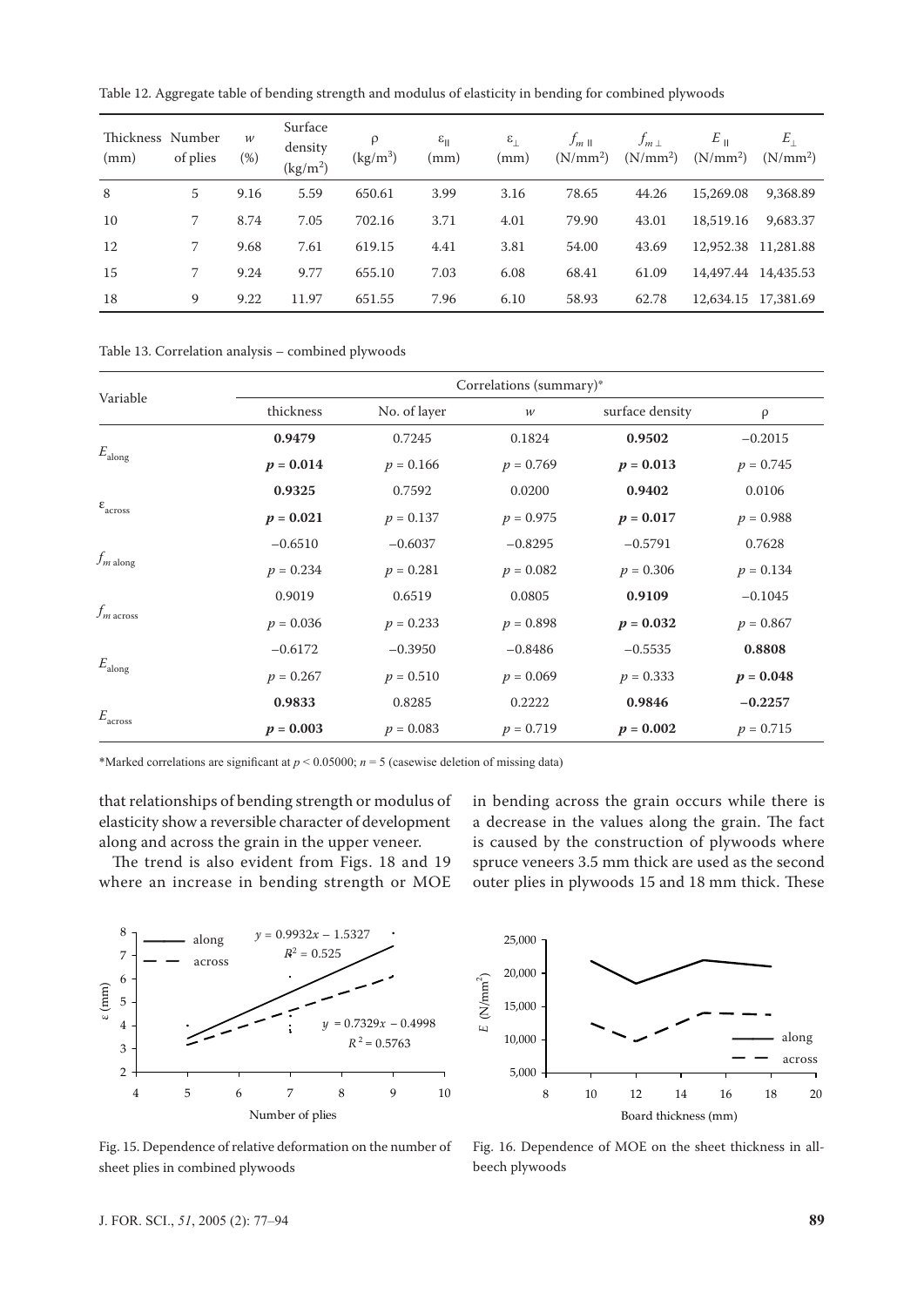Table 12. Aggregate table of bending strength and modulus of elasticity in bending for combined plywoods

| Thickness (mm) | Number of plies | $w$ (%) | Surface density (kg/m$^2$) | $\rho$ (kg/m$^3$) | $\varepsilon_{\parallel}$ (mm) | $\varepsilon_{\perp}$ (mm) | $f_{m\parallel}$ (N/mm$^2$) | $f_{m\perp}$ (N/mm$^2$) | $E_{\parallel}$ (N/mm$^2$) | $E_{\perp}$ (N/mm$^2$) |
|---|---|---|---|---|---|---|---|---|---|---|
| 8 | 5 | 9.16 | 5.59 | 650.61 | 3.99 | 3.16 | 78.65 | 44.26 | 15,269.08 | 9,368.89 |
| 10 | 7 | 8.74 | 7.05 | 702.16 | 3.71 | 4.01 | 79.90 | 43.01 | 18,519.16 | 9,683.37 |
| 12 | 7 | 9.68 | 7.61 | 619.15 | 4.41 | 3.81 | 54.00 | 43.69 | 12,952.38 | 11,281.88 |
| 15 | 7 | 9.24 | 9.77 | 655.10 | 7.03 | 6.08 | 68.41 | 61.09 | 14,497.44 | 14,435.53 |
| 18 | 9 | 9.22 | 11.97 | 651.55 | 7.96 | 6.10 | 58.93 | 62.78 | 12,634.15 | 17,381.69 |

Table 13. Correlation analysis – combined plywoods

| Variable | Correlations (summary)* | | | | |
|---|---|---|---|---|---|
| | thickness | No. of layer | $w$ | surface density | $\rho$ |
| $E_{\text{along}}$ | **0.9479** | 0.7245 | 0.1824 | **0.9502** | −0.2015 |
| | ***p* = 0.014** | $p = 0.166$ | $p = 0.769$ | ***p* = 0.013** | $p = 0.745$ |
| $\varepsilon_{\text{across}}$ | **0.9325** | 0.7592 | 0.0200 | **0.9402** | 0.0106 |
| | ***p* = 0.021** | $p = 0.137$ | $p = 0.975$ | ***p* = 0.017** | $p = 0.988$ |
| $f_{m\,\text{along}}$ | −0.6510 | −0.6037 | −0.8295 | −0.5791 | 0.7628 |
| | $p = 0.234$ | $p = 0.281$ | $p = 0.082$ | $p = 0.306$ | $p = 0.134$ |
| $f_{m\,\text{across}}$ | 0.9019 | 0.6519 | 0.0805 | **0.9109** | −0.1045 |
| | $p = 0.036$ | $p = 0.233$ | $p = 0.898$ | ***p* = 0.032** | $p = 0.867$ |
| $E_{\text{along}}$ | −0.6172 | −0.3950 | −0.8486 | −0.5535 | **0.8808** |
| | $p = 0.267$ | $p = 0.510$ | $p = 0.069$ | $p = 0.333$ | ***p* = 0.048** |
| $E_{\text{across}}$ | **0.9833** | 0.8285 | 0.2222 | **0.9846** | **−0.2257** |
| | ***p* = 0.003** | $p = 0.083$ | $p = 0.719$ | ***p* = 0.002** | $p = 0.715$ |

*Marked correlations are significant at $p < 0.05000$; $n = 5$ (casewise deletion of missing data)

that relationships of bending strength or modulus of elasticity show a reversible character of development along and across the grain in the upper veneer.

The trend is also evident from Figs. 18 and 19 where an increase in bending strength or MOE in bending across the grain occurs while there is a decrease in the values along the grain. The fact is caused by the construction of plywoods where spruce veneers 3.5 mm thick are used as the second outer plies in plywoods 15 and 18 mm thick. These

Fig. 15. Dependence of relative deformation on the number of sheet plies in combined plywoods

Fig. 16. Dependence of MOE on the sheet thickness in all-beech plywoods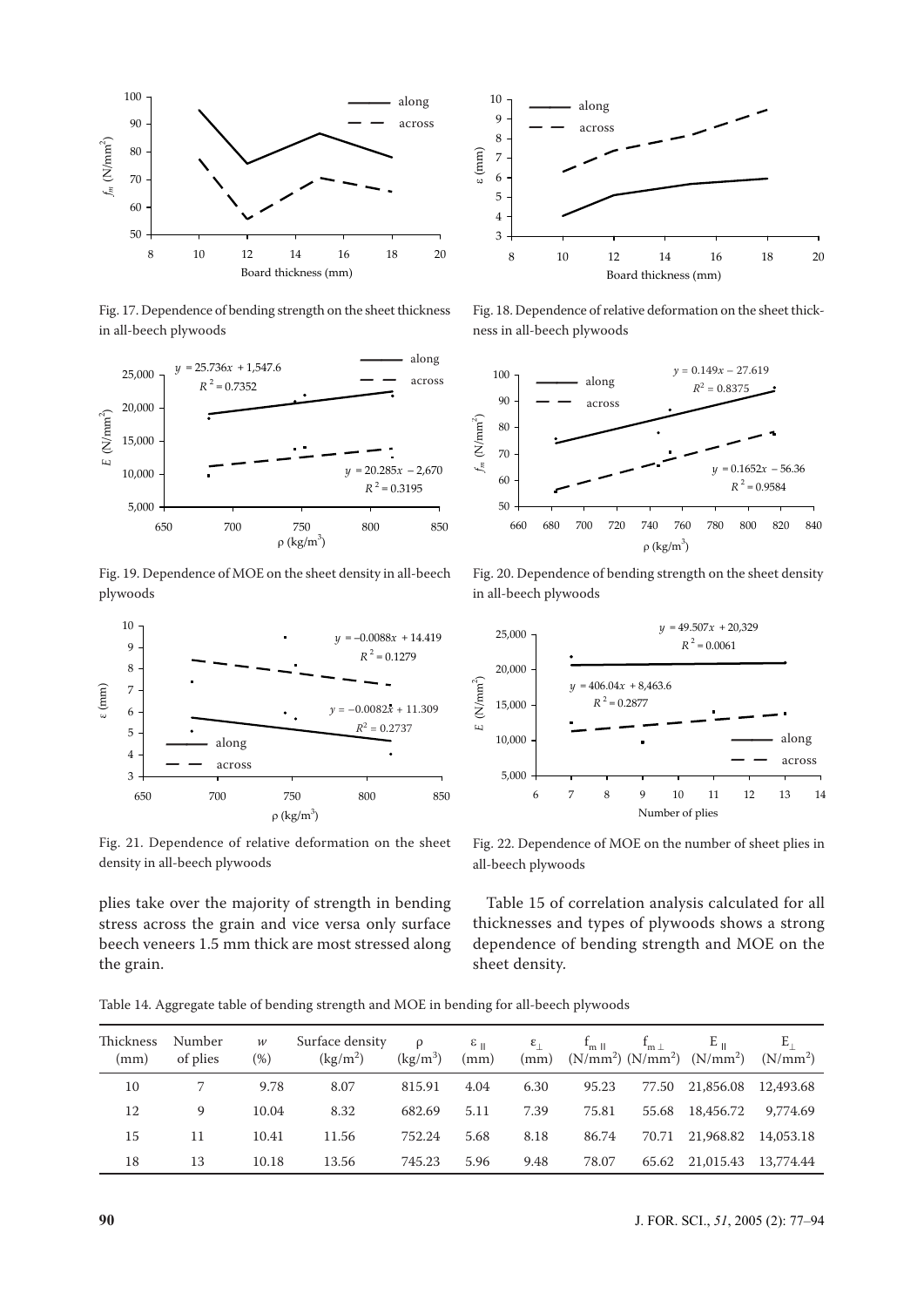Fig. 17. Dependence of bending strength on the sheet thickness in all-beech plywoods

Fig. 18. Dependence of relative deformation on the sheet thickness in all-beech plywoods

Fig. 19. Dependence of MOE on the sheet density in all-beech plywoods

Fig. 20. Dependence of bending strength on the sheet density in all-beech plywoods

Fig. 21. Dependence of relative deformation on the sheet density in all-beech plywoods

Fig. 22. Dependence of MOE on the number of sheet plies in all-beech plywoods

plies take over the majority of strength in bending stress across the grain and vice versa only surface beech veneers 1.5 mm thick are most stressed along the grain.

Table 15 of correlation analysis calculated for all thicknesses and types of plywoods shows a strong dependence of bending strength and MOE on the sheet density.

Table 14. Aggregate table of bending strength and MOE in bending for all-beech plywoods

| Thickness (mm) | Number of plies | $w$ (%) | Surface density (kg/m$^2$) | $\rho$ (kg/m$^3$) | $\varepsilon_{\parallel}$ (mm) | $\varepsilon_{\perp}$ (mm) | $f_{m\parallel}$ (N/mm$^2$) | $f_{m\perp}$ (N/mm$^2$) | $E_{\parallel}$ (N/mm$^2$) | $E_{\perp}$ (N/mm$^2$) |
|---|---|---|---|---|---|---|---|---|---|---|
| 10 | 7 | 9.78 | 8.07 | 815.91 | 4.04 | 6.30 | 95.23 | 77.50 | 21,856.08 | 12,493.68 |
| 12 | 9 | 10.04 | 8.32 | 682.69 | 5.11 | 7.39 | 75.81 | 55.68 | 18,456.72 | 9,774.69 |
| 15 | 11 | 10.41 | 11.56 | 752.24 | 5.68 | 8.18 | 86.74 | 70.71 | 21,968.82 | 14,053.18 |
| 18 | 13 | 10.18 | 13.56 | 745.23 | 5.96 | 9.48 | 78.07 | 65.62 | 21,015.43 | 13,774.44 |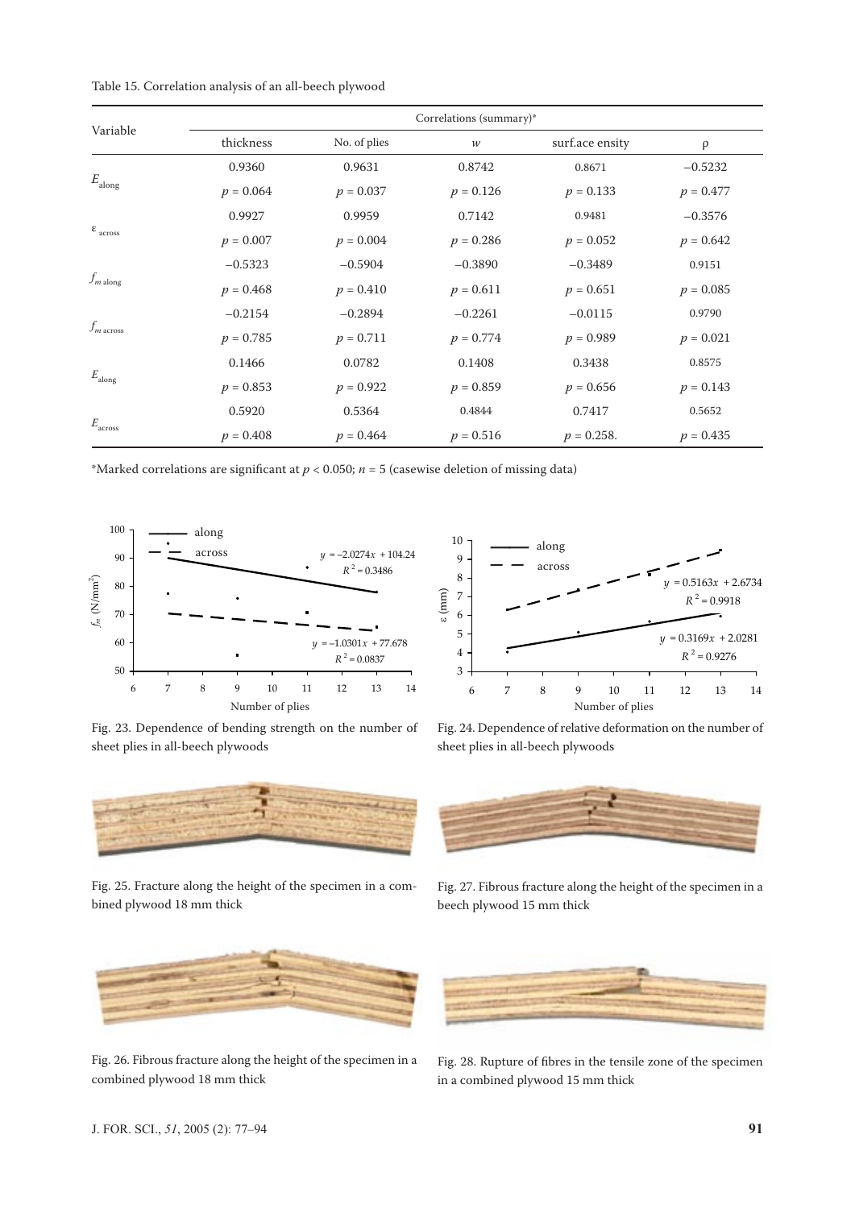Table 15. Correlation analysis of an all-beech plywood

| Variable | Correlations (summary)* | | | | |
|---|---|---|---|---|---|
| | thickness | No. of plies | $w$ | surf.ace ensity | ρ |
| $E_{along}$ | 0.9360 | 0.9631 | 0.8742 | 0.8671 | −0.5232 |
| | $p = 0.064$ | $p = 0.037$ | $p = 0.126$ | $p = 0.133$ | $p = 0.477$ |
| $\varepsilon_{across}$ | 0.9927 | 0.9959 | 0.7142 | 0.9481 | −0.3576 |
| | $p = 0.007$ | $p = 0.004$ | $p = 0.286$ | $p = 0.052$ | $p = 0.642$ |
| $f_{m\ along}$ | −0.5323 | −0.5904 | −0.3890 | −0.3489 | 0.9151 |
| | $p = 0.468$ | $p = 0.410$ | $p = 0.611$ | $p = 0.651$ | $p = 0.085$ |
| $f_{m\ across}$ | −0.2154 | −0.2894 | −0.2261 | −0.0115 | 0.9790 |
| | $p = 0.785$ | $p = 0.711$ | $p = 0.774$ | $p = 0.989$ | $p = 0.021$ |
| $E_{along}$ | 0.1466 | 0.0782 | 0.1408 | 0.3438 | 0.8575 |
| | $p = 0.853$ | $p = 0.922$ | $p = 0.859$ | $p = 0.656$ | $p = 0.143$ |
| $E_{across}$ | 0.5920 | 0.5364 | 0.4844 | 0.7417 | 0.5652 |
| | $p = 0.408$ | $p = 0.464$ | $p = 0.516$ | $p = 0.258.$ | $p = 0.435$ |

*Marked correlations are significant at $p < 0.050$; $n = 5$ (casewise deletion of missing data)

Fig. 23. Dependence of bending strength on the number of sheet plies in all-beech plywoods

Fig. 24. Dependence of relative deformation on the number of sheet plies in all-beech plywoods

Fig. 25. Fracture along the height of the specimen in a combined plywood 18 mm thick

Fig. 27. Fibrous fracture along the height of the specimen in a beech plywood 15 mm thick

Fig. 26. Fibrous fracture along the height of the specimen in a combined plywood 18 mm thick

Fig. 28. Rupture of fibres in the tensile zone of the specimen in a combined plywood 15 mm thick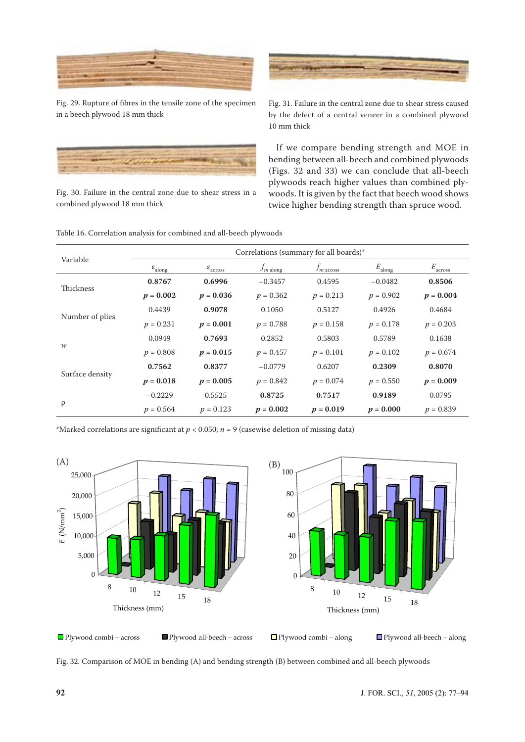Fig. 29. Rupture of fibres in the tensile zone of the specimen in a beech plywood 18 mm thick

Fig. 30. Failure in the central zone due to shear stress in a combined plywood 18 mm thick

Fig. 31. Failure in the central zone due to shear stress caused by the defect of a central veneer in a combined plywood 10 mm thick

If we compare bending strength and MOE in bending between all-beech and combined plywoods (Figs. 32 and 33) we can conclude that all-beech plywoods reach higher values than combined plywoods. It is given by the fact that beech wood shows twice higher bending strength than spruce wood.

Table 16. Correlation analysis for combined and all-beech plywoods

| Variable | Correlations (summary for all boards)* | | | | | |
|---|---|---|---|---|---|---|
| | $\varepsilon_{along}$ | $\varepsilon_{across}$ | $f_{m\ along}$ | $f_{m\ across}$ | $E_{along}$ | $E_{across}$ |
| Thickness | **0.8767** | **0.6996** | −0.3457 | 0.4595 | −0.0482 | **0.8506** |
| | **$p$ = 0.002** | **$p$ = 0.036** | $p$ = 0.362 | $p$ = 0.213 | $p$ = 0.902 | **$p$ = 0.004** |
| Number of plies | 0.4439 | **0.9078** | 0.1050 | 0.5127 | 0.4926 | 0.4684 |
| | $p$ = 0.231 | **$p$ = 0.001** | $p$ = 0.788 | $p$ = 0.158 | $p$ = 0.178 | $p$ = 0.203 |
| $w$ | 0.0949 | **0.7693** | 0.2852 | 0.5803 | 0.5789 | 0.1638 |
| | $p$ = 0.808 | **$p$ = 0.015** | $p$ = 0.457 | $p$ = 0.101 | $p$ = 0.102 | $p$ = 0.674 |
| Surface density | **0.7562** | **0.8377** | −0.0779 | 0.6207 | **0.2309** | **0.8070** |
| | **$p$ = 0.018** | **$p$ = 0.005** | $p$ = 0.842 | $p$ = 0.074 | $p$ = 0.550 | **$p$ = 0.009** |
| $\rho$ | −0.2229 | 0.5525 | **0.8725** | **0.7517** | **0.9189** | 0.0795 |
| | $p$ = 0.564 | $p$ = 0.123 | **$p$ = 0.002** | **$p$ = 0.019** | **$p$ = 0.000** | $p$ = 0.839 |

*Marked correlations are significant at $p < 0.050$; $n = 9$ (casewise deletion of missing data)

Fig. 32. Comparison of MOE in bending (A) and bending strength (B) between combined and all-beech plywoods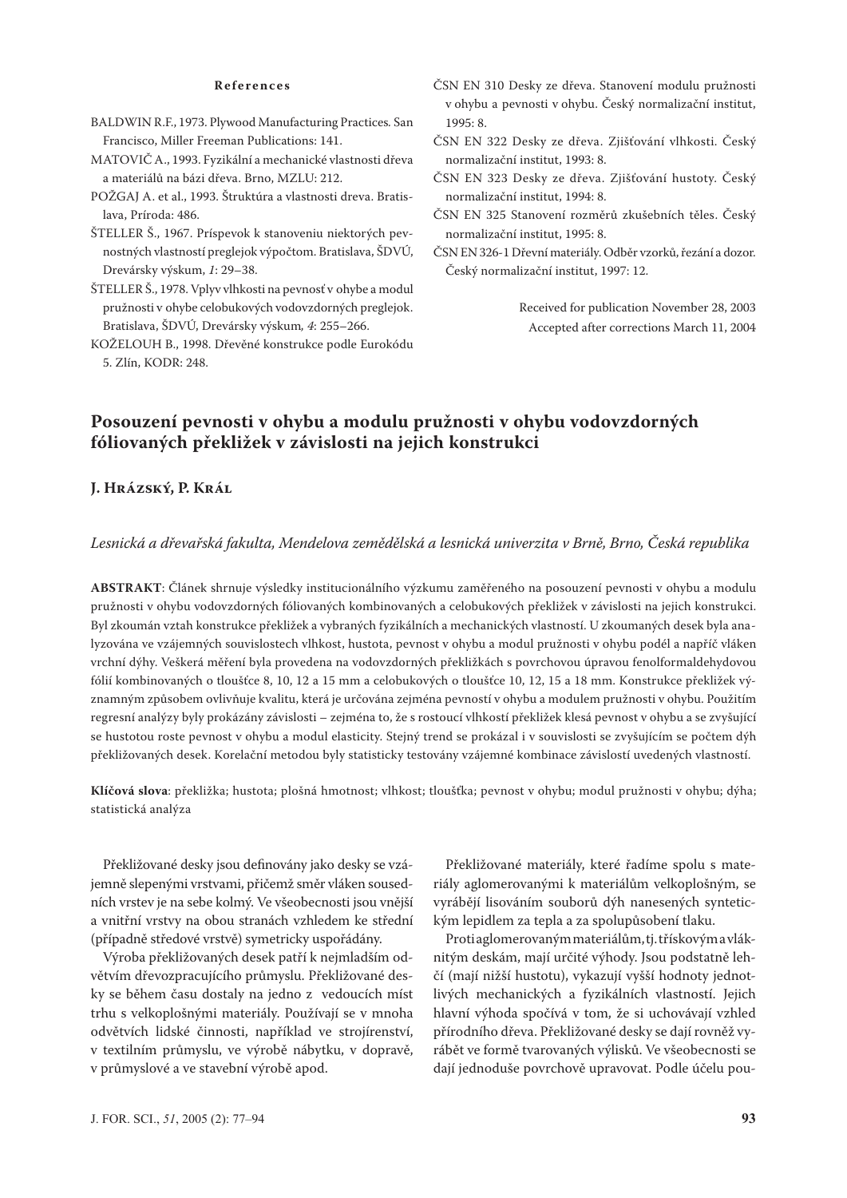**References**

BALDWIN R.F., 1973. Plywood Manufacturing Practices. San Francisco, Miller Freeman Publications: 141.

MATOVIČ A., 1993. Fyzikální a mechanické vlastnosti dřeva a materiálů na bázi dřeva. Brno, MZLU: 212.

POŽGAJ A. et al., 1993. Štruktúra a vlastnosti dreva. Bratislava, Príroda: 486.

ŠTELLER Š., 1967. Príspevok k stanoveniu niektorých pevnostných vlastností preglejok výpočtom. Bratislava, ŠDVÚ, Drevársky výskum, *1*: 29–38.

ŠTELLER Š., 1978. Vplyv vlhkosti na pevnosť v ohybe a modul pružnosti v ohybe celobukových vodovzdorných preglejok. Bratislava, ŠDVÚ, Drevársky výskum, *4*: 255–266.

KOŽELOUH B., 1998. Dřevěné konstrukce podle Eurokódu 5. Zlín, KODR: 248.

ČSN EN 310 Desky ze dřeva. Stanovení modulu pružnosti v ohybu a pevnosti v ohybu. Český normalizační institut, 1995: 8.

ČSN EN 322 Desky ze dřeva. Zjišťování vlhkosti. Český normalizační institut, 1993: 8.

ČSN EN 323 Desky ze dřeva. Zjišťování hustoty. Český normalizační institut, 1994: 8.

ČSN EN 325 Stanovení rozměrů zkušebních těles. Český normalizační institut, 1995: 8.

ČSN EN 326-1 Dřevní materiály. Odběr vzorků, řezání a dozor. Český normalizační institut, 1997: 12.

Received for publication November 28, 2003
Accepted after corrections March 11, 2004

# Posouzení pevnosti v ohybu a modulu pružnosti v ohybu vodovzdorných fóliovaných překližek v závislosti na jejich konstrukci

**J. Hrázský, P. Král**

*Lesnická a dřevařská fakulta, Mendelova zemědělská a lesnická univerzita v Brně, Brno, Česká republika*

**ABSTRAKT**: Článek shrnuje výsledky institucionálního výzkumu zaměřeného na posouzení pevnosti v ohybu a modulu pružnosti v ohybu vodovzdorných fóliovaných kombinovaných a celobukových překližek v závislosti na jejich konstrukci. Byl zkoumán vztah konstrukce překližek a vybraných fyzikálních a mechanických vlastností. U zkoumaných desek byla analyzována ve vzájemných souvislostech vlhkost, hustota, pevnost v ohybu a modul pružnosti v ohybu podél a napříč vláken vrchní dýhy. Veškerá měření byla provedena na vodovzdorných překližkách s povrchovou úpravou fenolformaldehydovou fólií kombinovaných o tloušťce 8, 10, 12 a 15 mm a celobukových o tloušťce 10, 12, 15 a 18 mm. Konstrukce překližek významným způsobem ovlivňuje kvalitu, která je určována zejména pevností v ohybu a modulem pružnosti v ohybu. Použitím regresní analýzy byly prokázány závislosti – zejména to, že s rostoucí vlhkostí překližek klesá pevnost v ohybu a se zvyšující se hustotou roste pevnost v ohybu a modul elasticity. Stejný trend se prokázal i v souvislosti se zvyšujícím se počtem dýh překližovaných desek. Korelační metodou byly statisticky testovány vzájemné kombinace závislostí uvedených vlastností.

**Klíčová slova**: překližka; hustota; plošná hmotnost; vlhkost; tloušťka; pevnost v ohybu; modul pružnosti v ohybu; dýha; statistická analýza

Překližované desky jsou definovány jako desky se vzájemně slepenými vrstvami, přičemž směr vláken sousedních vrstev je na sebe kolmý. Ve všeobecnosti jsou vnější a vnitřní vrstvy na obou stranách vzhledem ke střední (případně středové vrstvě) symetricky uspořádány.

Výroba překližovaných desek patří k nejmladším odvětvím dřevozpracujícího průmyslu. Překližované desky se během času dostaly na jedno z vedoucích míst trhu s velkoplošnými materiály. Používají se v mnoha odvětvích lidské činnosti, například ve strojírenství, v textilním průmyslu, ve výrobě nábytku, v dopravě, v průmyslové a ve stavební výrobě apod.

Překližované materiály, které řadíme spolu s materiály aglomerovanými k materiálům velkoplošným, se vyrábějí lisováním souborů dýh nanesených syntetickým lepidlem za tepla a za spolupůsobení tlaku.

Proti aglomerovaným materiálům, tj. třískovým a vláknitým deskám, mají určité výhody. Jsou podstatně lehčí (mají nižší hustotu), vykazují vyšší hodnoty jednotlivých mechanických a fyzikálních vlastností. Jejich hlavní výhoda spočívá v tom, že si uchovávají vzhled přírodního dřeva. Překližované desky se dají rovněž vyrábět ve formě tvarovaných výlisků. Ve všeobecnosti se dají jednoduše povrchově upravovat. Podle účelu pou-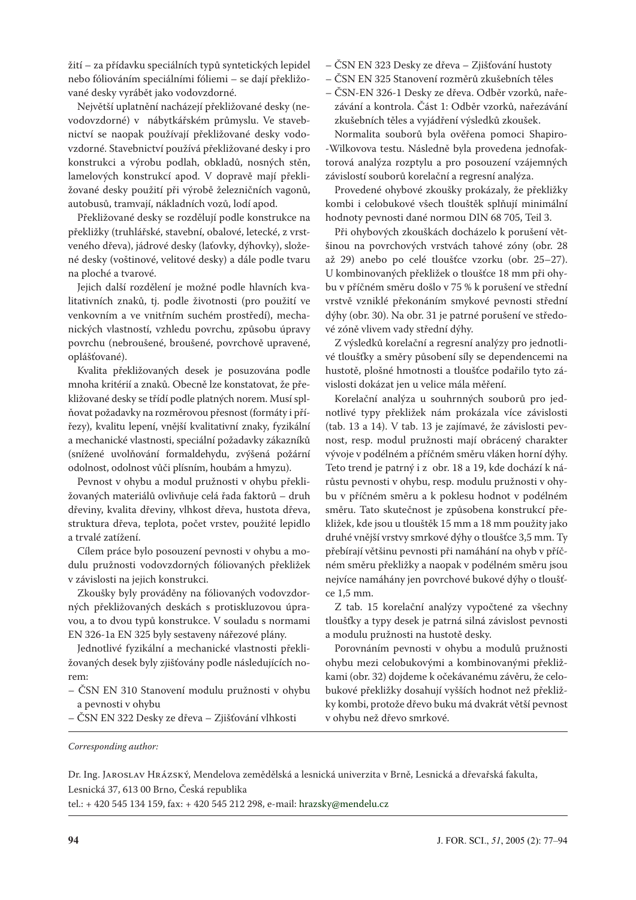žití – za přídavku speciálních typů syntetických lepidel nebo fóliováním speciálními fóliemi – se dají překližované desky vyrábět jako vodovzdorné.

Největší uplatnění nacházejí překližované desky (nevodovzdorné) v nábytkářském průmyslu. Ve stavebnictví se naopak používají překližované desky vodovzdorné. Stavebnictví používá překližované desky i pro konstrukci a výrobu podlah, obkladů, nosných stěn, lamelových konstrukcí apod. V dopravě mají překližované desky použití při výrobě železničních vagonů, autobusů, tramvají, nákladních vozů, lodí apod.

Překližované desky se rozdělují podle konstrukce na překližky (truhlářské, stavební, obalové, letecké, z vrstveného dřeva), jádrové desky (laťovky, dýhovky), složené desky (voštinové, velitové desky) a dále podle tvaru na ploché a tvarové.

Jejich další rozdělení je možné podle hlavních kvalitativních znaků, tj. podle životnosti (pro použití ve venkovním a ve vnitřním suchém prostředí), mechanických vlastností, vzhledu povrchu, způsobu úpravy povrchu (nebroušené, broušené, povrchově upravené, opláštěné).

Kvalita překližovaných desek je posuzována podle mnoha kritérií a znaků. Obecně lze konstatovat, že překližované desky se třídí podle platných norem. Musí splňovat požadavky na rozměrovou přesnost (formáty i přířezy), kvalitu lepení, vnější kvalitativní znaky, fyzikální a mechanické vlastnosti, speciální požadavky zákazníků (snížené uvolňování formaldehydu, zvýšená požární odolnost, odolnost vůči plísním, houbám a hmyzu).

Pevnost v ohybu a modul pružnosti v ohybu překližovaných materiálů ovlivňuje celá řada faktorů – druh dřeviny, kvalita dřeviny, vlhkost dřeva, hustota dřeva, struktura dřeva, teplota, počet vrstev, použité lepidlo a trvalé zatížení.

Cílem práce bylo posouzení pevnosti v ohybu a modulu pružnosti vodovzdorných fóliovaných překližek v závislosti na jejich konstrukci.

Zkoušky byly prováděny na fóliovaných vodovzdorných překližovaných deskách s protiskluzovou úpravou, a to dvou typů konstrukce. V souladu s normami EN 326-1a EN 325 byly sestaveny nářezové plány.

Jednotlivé fyzikální a mechanické vlastnosti překližovaných desek byly zjišťovány podle následujících norem:

- ČSN EN 310 Stanovení modulu pružnosti v ohybu a pevnosti v ohybu
- ČSN EN 322 Desky ze dřeva – Zjišťování vlhkosti
- ČSN EN 323 Desky ze dřeva – Zjišťování hustoty
- ČSN EN 325 Stanovení rozměrů zkušebních těles
- ČSN-EN 326-1 Desky ze dřeva. Odběr vzorků, nařezávání a kontrola. Část 1: Odběr vzorků, nařezávání zkušebních těles a vyjádření výsledků zkoušek.

Normalita souborů byla ověřena pomoci Shapiro--Wilkovova testu. Následně byla provedena jednofaktorová analýza rozptylu a pro posouzení vzájemných závislostí souborů korelační a regresní analýza.

Provedené ohybové zkoušky prokázaly, že překližky kombi i celobukové všech tlouštěk splňují minimální hodnoty pevnosti dané normou DIN 68 705, Teil 3.

Při ohybových zkouškách docházelo k porušení většinou na povrchových vrstvách tahové zóny (obr. 28 až 29) anebo po celé tloušťce vzorku (obr. 25–27). U kombinovaných překližek o tloušťce 18 mm při ohybu v příčném směru došlo v 75 % k porušení ve střední vrstvě vzniklé překonáním smykové pevnosti střední dýhy (obr. 30). Na obr. 31 je patrné porušení ve středové zóně vlivem vady střední dýhy.

Z výsledků korelační a regresní analýzy pro jednotlivé tloušťky a směry působení síly se dependencemi na hustotě, plošné hmotnosti a tloušťce podařilo tyto závislosti dokázat jen u velice mála měření.

Korelační analýza u souhrnných souborů pro jednotlivé typy překližek nám prokázala více závislosti (tab. 13 a 14). V tab. 13 je zajímavé, že závislosti pevnost, resp. modul pružnosti mají obrácený charakter vývoje v podélném a příčném směru vláken horní dýhy. Teto trend je patrný i z obr. 18 a 19, kde dochází k nárůstu pevnosti v ohybu, resp. modulu pružnosti v ohybu v příčném směru a k poklesu hodnot v podélném směru. Tato skutečnost je způsobena konstrukcí překližek, kde jsou u tlouštěk 15 mm a 18 mm použity jako druhé vnější vrstvy smrkové dýhy o tloušťce 3,5 mm. Ty přebírají většinu pevnosti při namáhání na ohyb v příčném směru překližky a naopak v podélném směru jsou nejvíce namáhány jen povrchové bukové dýhy o tloušťce 1,5 mm.

Z tab. 15 korelační analýzy vypočtené za všechny tloušťky a typy desek je patrná silná závislost pevnosti a modulu pružnosti na hustotě desky.

Porovnáním pevnosti v ohybu a modulů pružnosti ohybu mezi celobukovými a kombinovanými překližkami (obr. 32) dojdeme k očekávanému závěru, že celobukové překližky dosahují vyšších hodnot než překližky kombi, protože dřevo buku má dvakrát větší pevnost v ohybu než dřevo smrkové.

---

*Corresponding author:*

Dr. Ing. Jaroslav Hrázský, Mendelova zemědělská a lesnická univerzita v Brně, Lesnická a dřevařská fakulta, Lesnická 37, 613 00 Brno, Česká republika
tel.: + 420 545 134 159, fax: + 420 545 212 298, e-mail: hrazsky@mendelu.cz